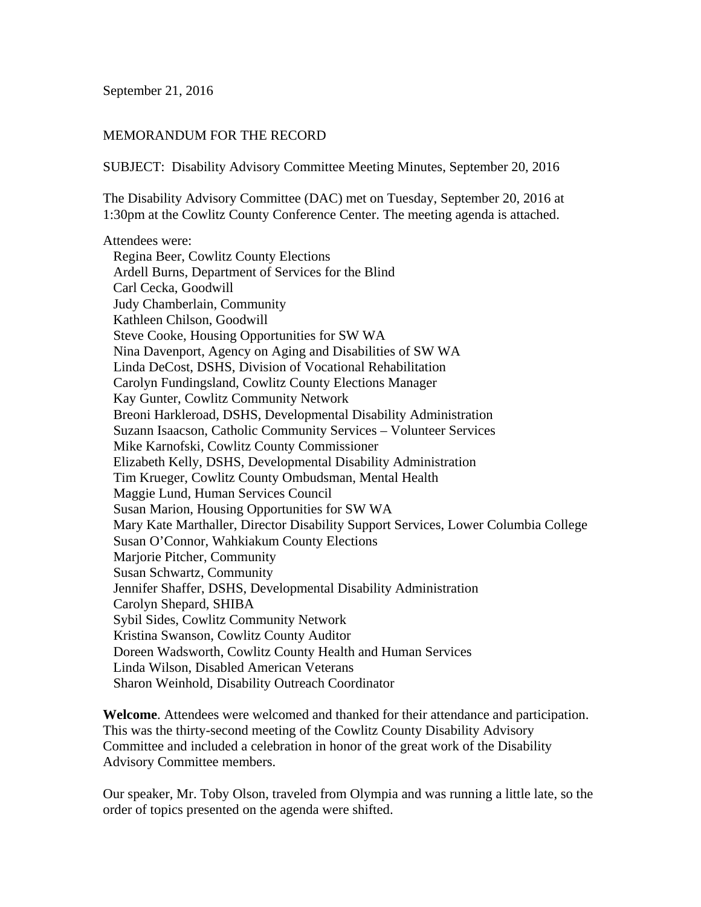September 21, 2016

MEMORANDUM FOR THE RECORD

SUBJECT: Disability Advisory Committee Meeting Minutes, September 20, 2016

The Disability Advisory Committee (DAC) met on Tuesday, September 20, 2016 at 1:30pm at the Cowlitz County Conference Center. The meeting agenda is attached.

Attendees were:

- Regina Beer, Cowlitz County Elections
- Ardell Burns, Department of Services for the Blind
- Carl Cecka, Goodwill
- Judy Chamberlain, Community
- Kathleen Chilson, Goodwill
- Steve Cooke, Housing Opportunities for SW WA
- Nina Davenport, Agency on Aging and Disabilities of SW WA
- Linda DeCost, DSHS, Division of Vocational Rehabilitation
- Carolyn Fundingsland, Cowlitz County Elections Manager
- Kay Gunter, Cowlitz Community Network
- Breoni Harkleroad, DSHS, Developmental Disability Administration
- Suzann Isaacson, Catholic Community Services – Volunteer Services
- Mike Karnofski, Cowlitz County Commissioner
- Elizabeth Kelly, DSHS, Developmental Disability Administration
- Tim Krueger, Cowlitz County Ombudsman, Mental Health
- Maggie Lund, Human Services Council
- Susan Marion, Housing Opportunities for SW WA
- Mary Kate Marthaller, Director Disability Support Services, Lower Columbia College
- Susan O'Connor, Wahkiakum County Elections
- Marjorie Pitcher, Community
- Susan Schwartz, Community
- Jennifer Shaffer, DSHS, Developmental Disability Administration
- Carolyn Shepard, SHIBA
- Sybil Sides, Cowlitz Community Network
- Kristina Swanson, Cowlitz County Auditor
- Doreen Wadsworth, Cowlitz County Health and Human Services
- Linda Wilson, Disabled American Veterans
- Sharon Weinhold, Disability Outreach Coordinator

**Welcome**. Attendees were welcomed and thanked for their attendance and participation. This was the thirty-second meeting of the Cowlitz County Disability Advisory Committee and included a celebration in honor of the great work of the Disability Advisory Committee members.

Our speaker, Mr. Toby Olson, traveled from Olympia and was running a little late, so the order of topics presented on the agenda were shifted.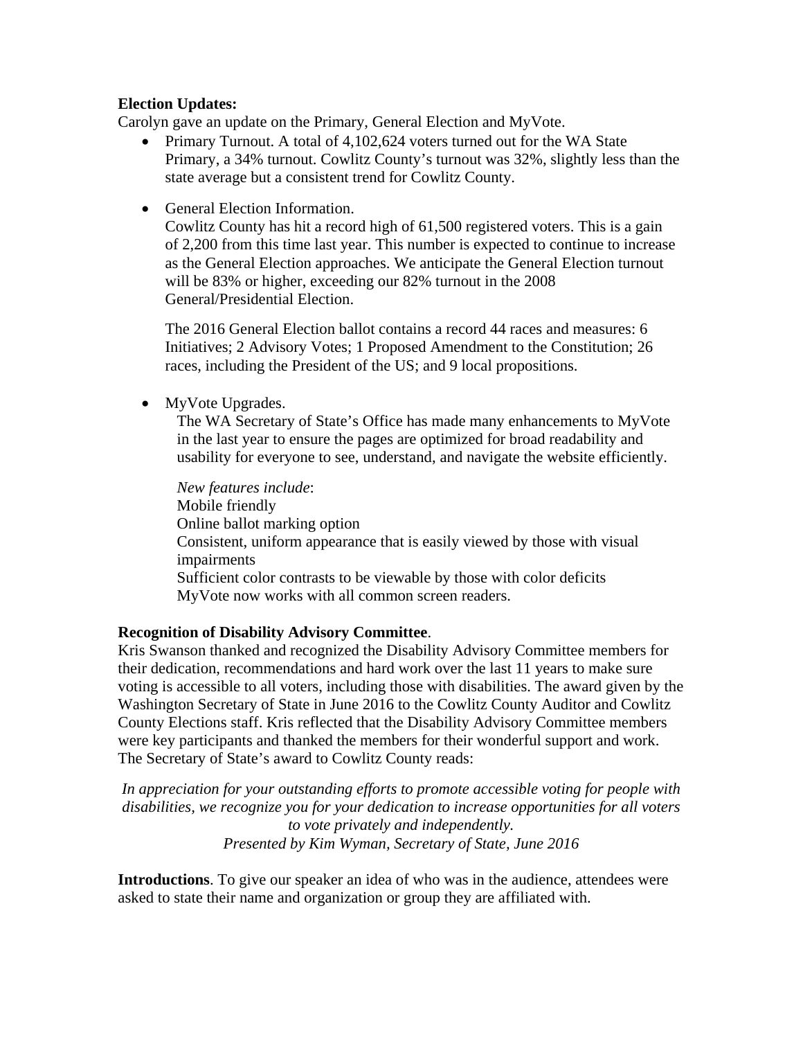**Election Updates:**

Carolyn gave an update on the Primary, General Election and MyVote.

- Primary Turnout. A total of 4,102,624 voters turned out for the WA State Primary, a 34% turnout. Cowlitz County's turnout was 32%, slightly less than the state average but a consistent trend for Cowlitz County.

- General Election Information.
  Cowlitz County has hit a record high of 61,500 registered voters. This is a gain of 2,200 from this time last year. This number is expected to continue to increase as the General Election approaches. We anticipate the General Election turnout will be 83% or higher, exceeding our 82% turnout in the 2008 General/Presidential Election.

  The 2016 General Election ballot contains a record 44 races and measures: 6 Initiatives; 2 Advisory Votes; 1 Proposed Amendment to the Constitution; 26 races, including the President of the US; and 9 local propositions.

- MyVote Upgrades.
  The WA Secretary of State's Office has made many enhancements to MyVote in the last year to ensure the pages are optimized for broad readability and usability for everyone to see, understand, and navigate the website efficiently.

  *New features include*:
  Mobile friendly
  Online ballot marking option
  Consistent, uniform appearance that is easily viewed by those with visual impairments
  Sufficient color contrasts to be viewable by those with color deficits
  MyVote now works with all common screen readers.

**Recognition of Disability Advisory Committee**.

Kris Swanson thanked and recognized the Disability Advisory Committee members for their dedication, recommendations and hard work over the last 11 years to make sure voting is accessible to all voters, including those with disabilities. The award given by the Washington Secretary of State in June 2016 to the Cowlitz County Auditor and Cowlitz County Elections staff. Kris reflected that the Disability Advisory Committee members were key participants and thanked the members for their wonderful support and work. The Secretary of State's award to Cowlitz County reads:

*In appreciation for your outstanding efforts to promote accessible voting for people with disabilities, we recognize you for your dedication to increase opportunities for all voters to vote privately and independently.*
*Presented by Kim Wyman, Secretary of State, June 2016*

**Introductions**. To give our speaker an idea of who was in the audience, attendees were asked to state their name and organization or group they are affiliated with.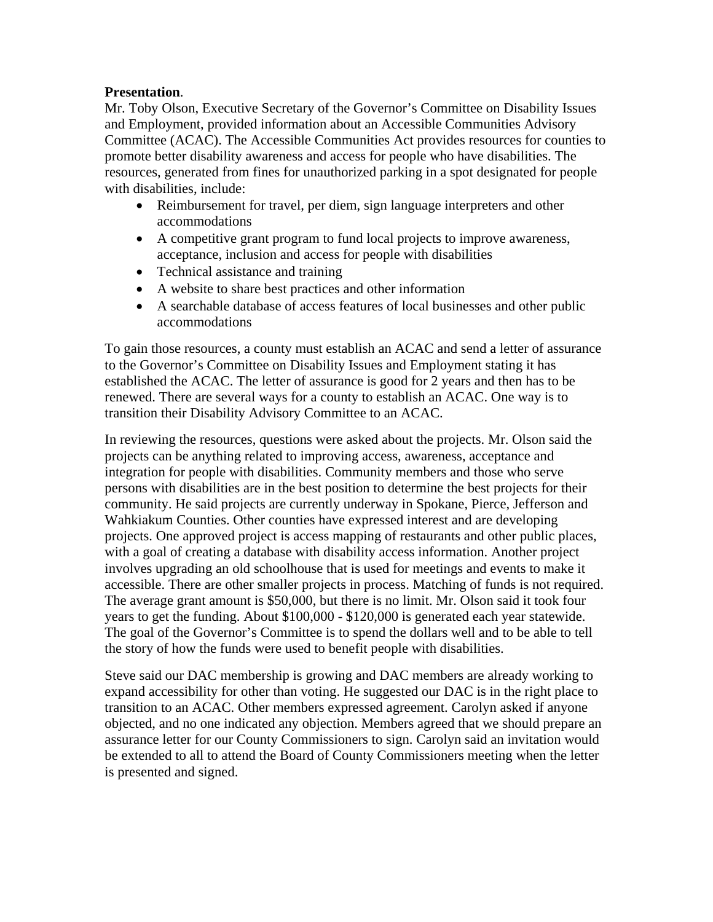**Presentation**.

Mr. Toby Olson, Executive Secretary of the Governor's Committee on Disability Issues and Employment, provided information about an Accessible Communities Advisory Committee (ACAC). The Accessible Communities Act provides resources for counties to promote better disability awareness and access for people who have disabilities. The resources, generated from fines for unauthorized parking in a spot designated for people with disabilities, include:

- Reimbursement for travel, per diem, sign language interpreters and other accommodations
- A competitive grant program to fund local projects to improve awareness, acceptance, inclusion and access for people with disabilities
- Technical assistance and training
- A website to share best practices and other information
- A searchable database of access features of local businesses and other public accommodations

To gain those resources, a county must establish an ACAC and send a letter of assurance to the Governor's Committee on Disability Issues and Employment stating it has established the ACAC. The letter of assurance is good for 2 years and then has to be renewed. There are several ways for a county to establish an ACAC. One way is to transition their Disability Advisory Committee to an ACAC.

In reviewing the resources, questions were asked about the projects. Mr. Olson said the projects can be anything related to improving access, awareness, acceptance and integration for people with disabilities. Community members and those who serve persons with disabilities are in the best position to determine the best projects for their community. He said projects are currently underway in Spokane, Pierce, Jefferson and Wahkiakum Counties. Other counties have expressed interest and are developing projects. One approved project is access mapping of restaurants and other public places, with a goal of creating a database with disability access information. Another project involves upgrading an old schoolhouse that is used for meetings and events to make it accessible. There are other smaller projects in process. Matching of funds is not required. The average grant amount is $50,000, but there is no limit. Mr. Olson said it took four years to get the funding. About $100,000 - $120,000 is generated each year statewide. The goal of the Governor's Committee is to spend the dollars well and to be able to tell the story of how the funds were used to benefit people with disabilities.

Steve said our DAC membership is growing and DAC members are already working to expand accessibility for other than voting. He suggested our DAC is in the right place to transition to an ACAC. Other members expressed agreement. Carolyn asked if anyone objected, and no one indicated any objection. Members agreed that we should prepare an assurance letter for our County Commissioners to sign. Carolyn said an invitation would be extended to all to attend the Board of County Commissioners meeting when the letter is presented and signed.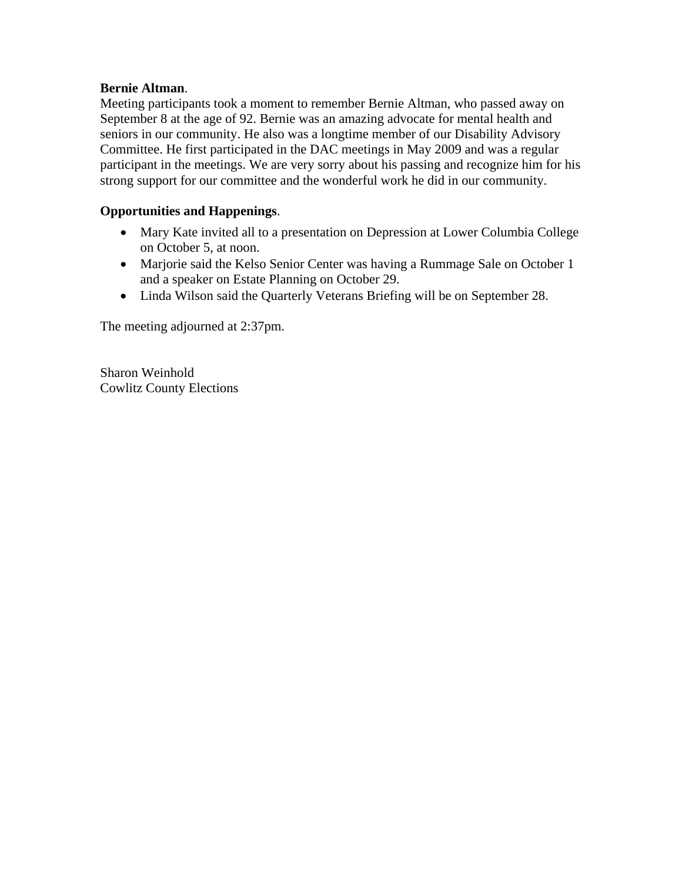**Bernie Altman**.
Meeting participants took a moment to remember Bernie Altman, who passed away on September 8 at the age of 92. Bernie was an amazing advocate for mental health and seniors in our community. He also was a longtime member of our Disability Advisory Committee. He first participated in the DAC meetings in May 2009 and was a regular participant in the meetings. We are very sorry about his passing and recognize him for his strong support for our committee and the wonderful work he did in our community.

**Opportunities and Happenings**.

- Mary Kate invited all to a presentation on Depression at Lower Columbia College on October 5, at noon.
- Marjorie said the Kelso Senior Center was having a Rummage Sale on October 1 and a speaker on Estate Planning on October 29.
- Linda Wilson said the Quarterly Veterans Briefing will be on September 28.

The meeting adjourned at 2:37pm.

Sharon Weinhold
Cowlitz County Elections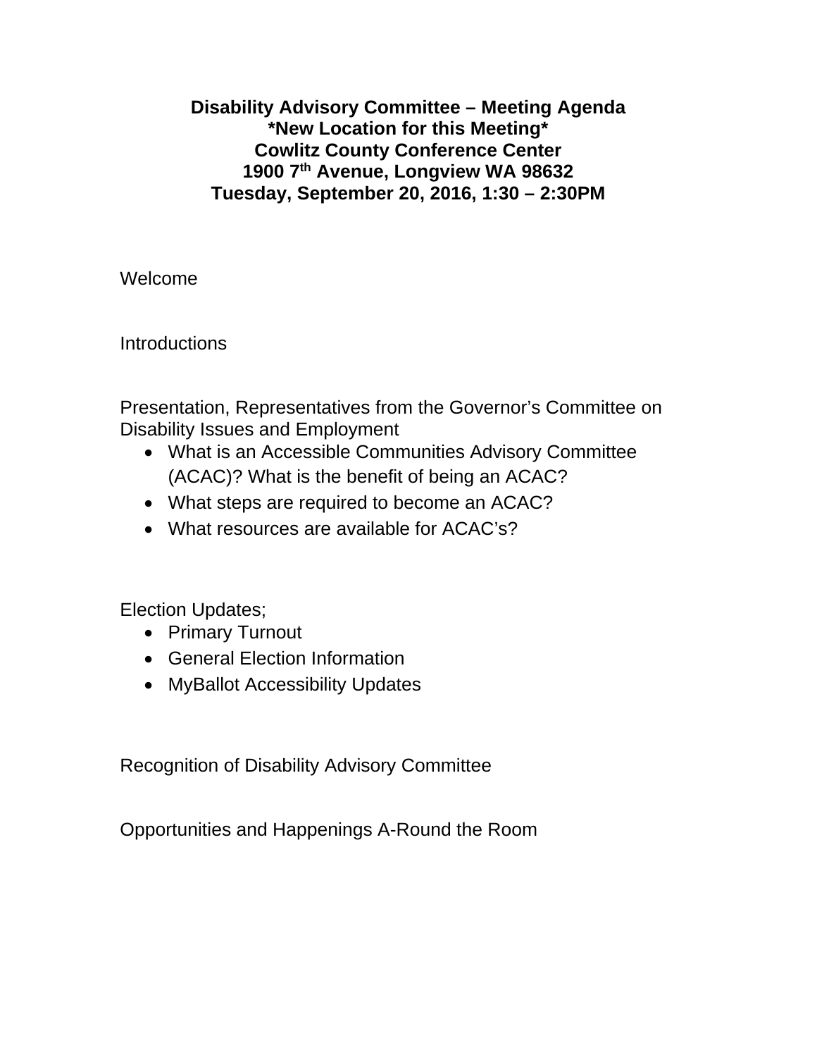**Disability Advisory Committee – Meeting Agenda**
**\*New Location for this Meeting\***
**Cowlitz County Conference Center**
**1900 7th Avenue, Longview WA 98632**
**Tuesday, September 20, 2016, 1:30 – 2:30PM**

Welcome

Introductions

Presentation, Representatives from the Governor's Committee on Disability Issues and Employment

- What is an Accessible Communities Advisory Committee (ACAC)? What is the benefit of being an ACAC?
- What steps are required to become an ACAC?
- What resources are available for ACAC's?

Election Updates;

- Primary Turnout
- General Election Information
- MyBallot Accessibility Updates

Recognition of Disability Advisory Committee

Opportunities and Happenings A-Round the Room